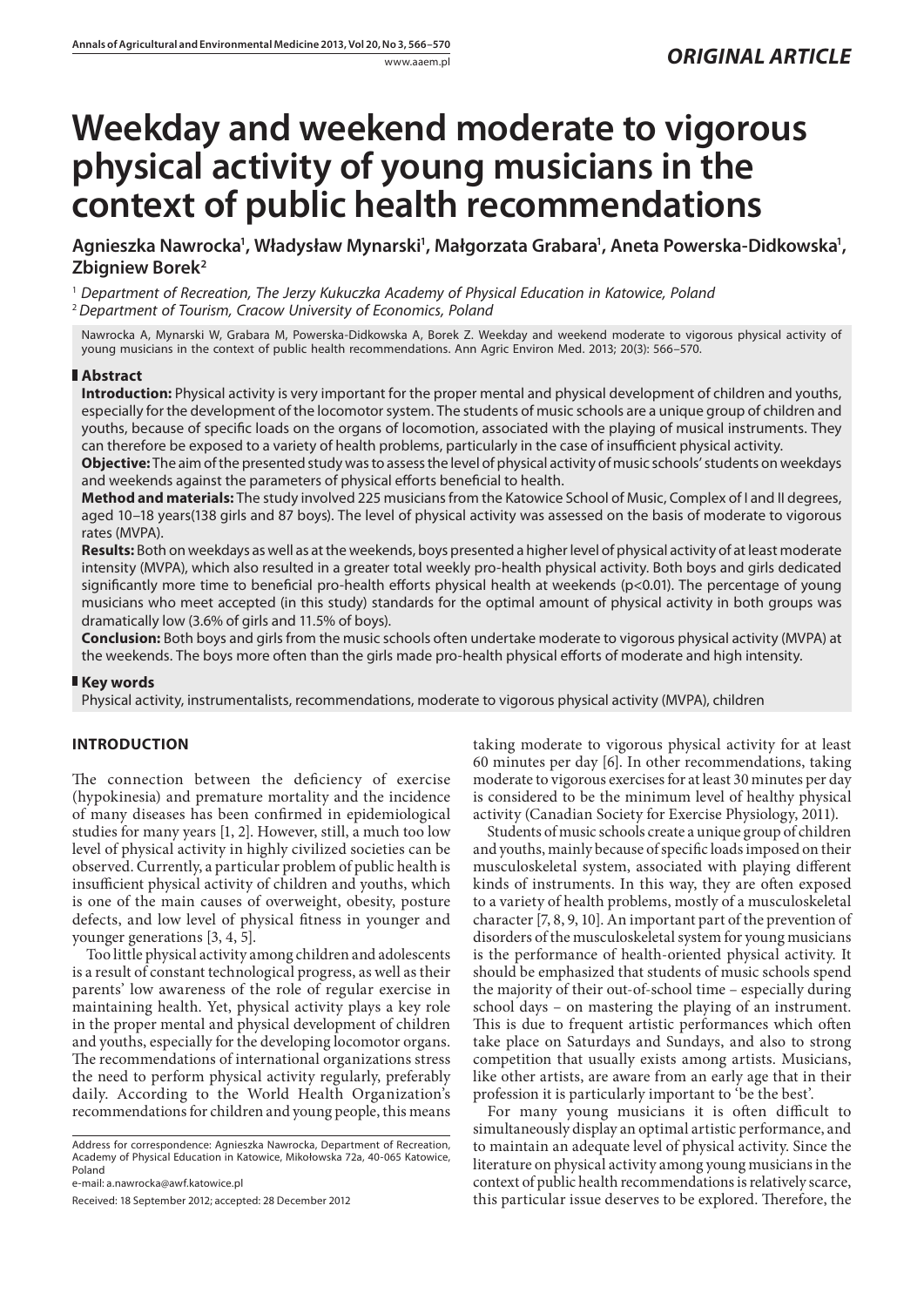ORIGINAL ARTICLE

# Weekday and weekend moderate to vigorous physical activity of young musicians in the context of public health recommendations

**Agnieszka Nawrocka[1], Władysław Mynarski[1], Małgorzata Grabara[1], Aneta Powerska-Didkowska[1], Zbigniew Borek[2]**

[1] *Department of Recreation, The Jerzy Kukuczka Academy of Physical Education in Katowice, Poland*
[2] *Department of Tourism, Cracow University of Economics, Poland*

Nawrocka A, Mynarski W, Grabara M, Powerska-Didkowska A, Borek Z. Weekday and weekend moderate to vigorous physical activity of young musicians in the context of public health recommendations. Ann Agric Environ Med. 2013; 20(3): 566–570.

## Abstract

**Introduction:** Physical activity is very important for the proper mental and physical development of children and youths, especially for the development of the locomotor system. The students of music schools are a unique group of children and youths, because of specific loads on the organs of locomotion, associated with the playing of musical instruments. They can therefore be exposed to a variety of health problems, particularly in the case of insufficient physical activity.

**Objective:** The aim of the presented study was to assess the level of physical activity of music schools' students on weekdays and weekends against the parameters of physical efforts beneficial to health.

**Method and materials:** The study involved 225 musicians from the Katowice School of Music, Complex of I and II degrees, aged 10–18 years(138 girls and 87 boys). The level of physical activity was assessed on the basis of moderate to vigorous rates (MVPA).

**Results:** Both on weekdays as well as at the weekends, boys presented a higher level of physical activity of at least moderate intensity (MVPA), which also resulted in a greater total weekly pro-health physical activity. Both boys and girls dedicated significantly more time to beneficial pro-health efforts physical health at weekends ($p<0.01$). The percentage of young musicians who meet accepted (in this study) standards for the optimal amount of physical activity in both groups was dramatically low (3.6% of girls and 11.5% of boys).

**Conclusion:** Both boys and girls from the music schools often undertake moderate to vigorous physical activity (MVPA) at the weekends. The boys more often than the girls made pro-health physical efforts of moderate and high intensity.

## Key words

Physical activity, instrumentalists, recommendations, moderate to vigorous physical activity (MVPA), children

## INTRODUCTION

The connection between the deficiency of exercise (hypokinesia) and premature mortality and the incidence of many diseases has been confirmed in epidemiological studies for many years [1, 2]. However, still, a much too low level of physical activity in highly civilized societies can be observed. Currently, a particular problem of public health is insufficient physical activity of children and youths, which is one of the main causes of overweight, obesity, posture defects, and low level of physical fitness in younger and younger generations [3, 4, 5].

Too little physical activity among children and adolescents is a result of constant technological progress, as well as their parents' low awareness of the role of regular exercise in maintaining health. Yet, physical activity plays a key role in the proper mental and physical development of children and youths, especially for the developing locomotor organs. The recommendations of international organizations stress the need to perform physical activity regularly, preferably daily. According to the World Health Organization's recommendations for children and young people, this means taking moderate to vigorous physical activity for at least 60 minutes per day [6]. In other recommendations, taking moderate to vigorous exercises for at least 30 minutes per day is considered to be the minimum level of healthy physical activity (Canadian Society for Exercise Physiology, 2011).

Students of music schools create a unique group of children and youths, mainly because of specific loads imposed on their musculoskeletal system, associated with playing different kinds of instruments. In this way, they are often exposed to a variety of health problems, mostly of a musculoskeletal character [7, 8, 9, 10]. An important part of the prevention of disorders of the musculoskeletal system for young musicians is the performance of health-oriented physical activity. It should be emphasized that students of music schools spend the majority of their out-of-school time – especially during school days – on mastering the playing of an instrument. This is due to frequent artistic performances which often take place on Saturdays and Sundays, and also to strong competition that usually exists among artists. Musicians, like other artists, are aware from an early age that in their profession it is particularly important to 'be the best'.

For many young musicians it is often difficult to simultaneously display an optimal artistic performance, and to maintain an adequate level of physical activity. Since the literature on physical activity among young musicians in the context of public health recommendations is relatively scarce, this particular issue deserves to be explored. Therefore, the

Address for correspondence: Agnieszka Nawrocka, Department of Recreation, Academy of Physical Education in Katowice, Mikołowska 72a, 40-065 Katowice, Poland
e-mail: a.nawrocka@awf.katowice.pl

Received: 18 September 2012; accepted: 28 December 2012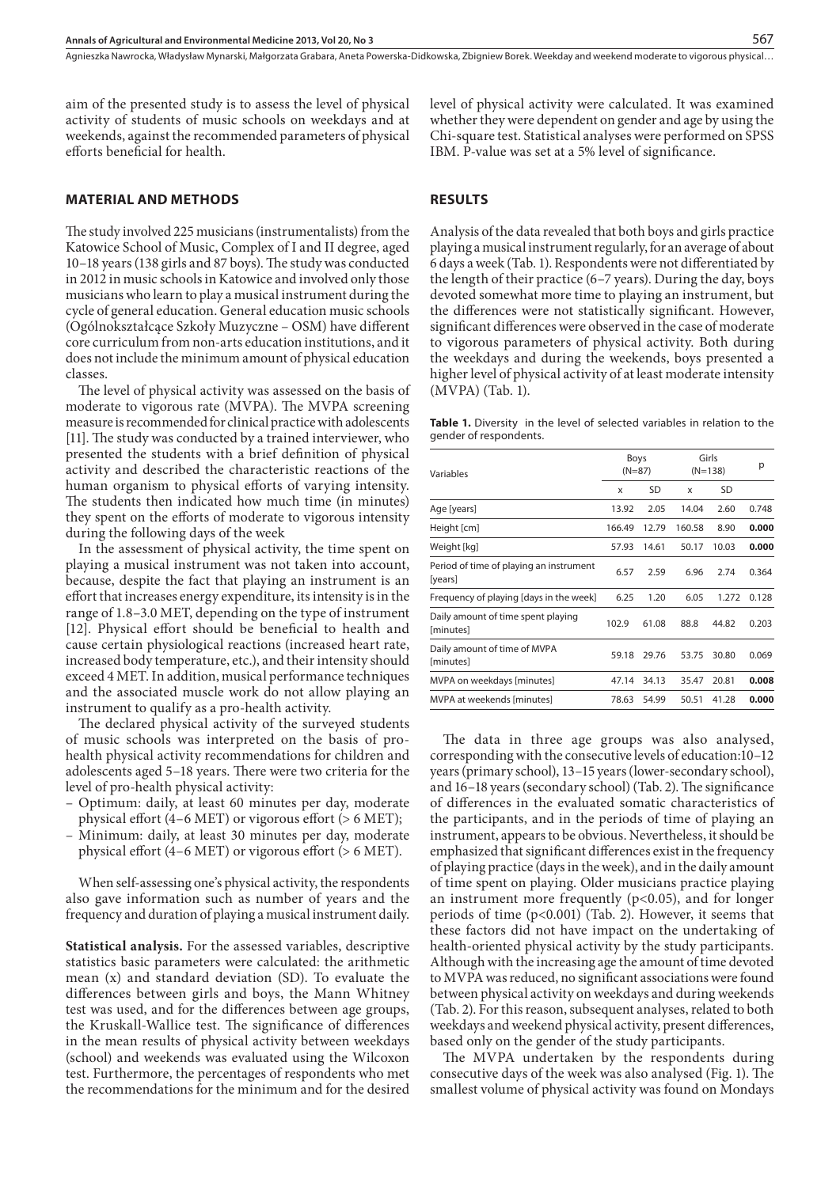aim of the presented study is to assess the level of physical activity of students of music schools on weekdays and at weekends, against the recommended parameters of physical efforts beneficial for health.

## MATERIAL AND METHODS

The study involved 225 musicians (instrumentalists) from the Katowice School of Music, Complex of I and II degree, aged 10–18 years (138 girls and 87 boys). The study was conducted in 2012 in music schools in Katowice and involved only those musicians who learn to play a musical instrument during the cycle of general education. General education music schools (Ogólnokształcące Szkoły Muzyczne – OSM) have different core curriculum from non-arts education institutions, and it does not include the minimum amount of physical education classes.

The level of physical activity was assessed on the basis of moderate to vigorous rate (MVPA). The MVPA screening measure is recommended for clinical practice with adolescents [11]. The study was conducted by a trained interviewer, who presented the students with a brief definition of physical activity and described the characteristic reactions of the human organism to physical efforts of varying intensity. The students then indicated how much time (in minutes) they spent on the efforts of moderate to vigorous intensity during the following days of the week

In the assessment of physical activity, the time spent on playing a musical instrument was not taken into account, because, despite the fact that playing an instrument is an effort that increases energy expenditure, its intensity is in the range of 1.8–3.0 MET, depending on the type of instrument [12]. Physical effort should be beneficial to health and cause certain physiological reactions (increased heart rate, increased body temperature, etc.), and their intensity should exceed 4 MET. In addition, musical performance techniques and the associated muscle work do not allow playing an instrument to qualify as a pro-health activity.

The declared physical activity of the surveyed students of music schools was interpreted on the basis of pro-health physical activity recommendations for children and adolescents aged 5–18 years. There were two criteria for the level of pro-health physical activity:

- Optimum: daily, at least 60 minutes per day, moderate physical effort (4–6 MET) or vigorous effort (> 6 MET);
- Minimum: daily, at least 30 minutes per day, moderate physical effort (4–6 MET) or vigorous effort (> 6 MET).

When self-assessing one's physical activity, the respondents also gave information such as number of years and the frequency and duration of playing a musical instrument daily.

**Statistical analysis.** For the assessed variables, descriptive statistics basic parameters were calculated: the arithmetic mean (x) and standard deviation (SD). To evaluate the differences between girls and boys, the Mann Whitney test was used, and for the differences between age groups, the Kruskall-Wallice test. The significance of differences in the mean results of physical activity between weekdays (school) and weekends was evaluated using the Wilcoxon test. Furthermore, the percentages of respondents who met the recommendations for the minimum and for the desired level of physical activity were calculated. It was examined whether they were dependent on gender and age by using the Chi-square test. Statistical analyses were performed on SPSS IBM. P-value was set at a 5% level of significance.

## RESULTS

Analysis of the data revealed that both boys and girls practice playing a musical instrument regularly, for an average of about 6 days a week (Tab. 1). Respondents were not differentiated by the length of their practice (6–7 years). During the day, boys devoted somewhat more time to playing an instrument, but the differences were not statistically significant. However, significant differences were observed in the case of moderate to vigorous parameters of physical activity. Both during the weekdays and during the weekends, boys presented a higher level of physical activity of at least moderate intensity (MVPA) (Tab. 1).

**Table 1.** Diversity in the level of selected variables in relation to the gender of respondents.

| Variables | Boys (N=87) | | Girls (N=138) | | p |
|---|---|---|---|---|---|
| | x | SD | x | SD | |
| Age [years] | 13.92 | 2.05 | 14.04 | 2.60 | 0.748 |
| Height [cm] | 166.49 | 12.79 | 160.58 | 8.90 | **0.000** |
| Weight [kg] | 57.93 | 14.61 | 50.17 | 10.03 | **0.000** |
| Period of time of playing an instrument [years] | 6.57 | 2.59 | 6.96 | 2.74 | 0.364 |
| Frequency of playing [days in the week] | 6.25 | 1.20 | 6.05 | 1.272 | 0.128 |
| Daily amount of time spent playing [minutes] | 102.9 | 61.08 | 88.8 | 44.82 | 0.203 |
| Daily amount of time of MVPA [minutes] | 59.18 | 29.76 | 53.75 | 30.80 | 0.069 |
| MVPA on weekdays [minutes] | 47.14 | 34.13 | 35.47 | 20.81 | **0.008** |
| MVPA at weekends [minutes] | 78.63 | 54.99 | 50.51 | 41.28 | **0.000** |

The data in three age groups was also analysed, corresponding with the consecutive levels of education: 10–12 years (primary school), 13–15 years (lower-secondary school), and 16–18 years (secondary school) (Tab. 2). The significance of differences in the evaluated somatic characteristics of the participants, and in the periods of time of playing an instrument, appears to be obvious. Nevertheless, it should be emphasized that significant differences exist in the frequency of playing practice (days in the week), and in the daily amount of time spent on playing. Older musicians practice playing an instrument more frequently ($p<0.05$), and for longer periods of time ($p<0.001$) (Tab. 2). However, it seems that these factors did not have impact on the undertaking of health-oriented physical activity by the study participants. Although with the increasing age the amount of time devoted to MVPA was reduced, no significant associations were found between physical activity on weekdays and during weekends (Tab. 2). For this reason, subsequent analyses, related to both weekdays and weekend physical activity, present differences, based only on the gender of the study participants.

The MVPA undertaken by the respondents during consecutive days of the week was also analysed (Fig. 1). The smallest volume of physical activity was found on Mondays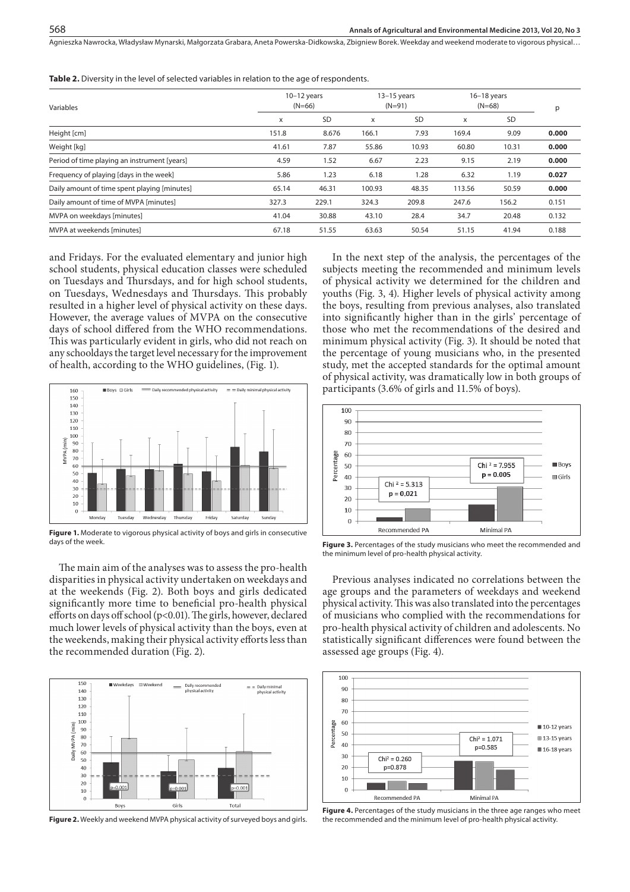**Table 2.** Diversity in the level of selected variables in relation to the age of respondents.

| Variables | 10–12 years (N=66) | | 13–15 years (N=91) | | 16–18 years (N=68) | | p |
|---|---|---|---|---|---|---|---|
| | x | SD | x | SD | x | SD | |
| Height [cm] | 151.8 | 8.676 | 166.1 | 7.93 | 169.4 | 9.09 | **0.000** |
| Weight [kg] | 41.61 | 7.87 | 55.86 | 10.93 | 60.80 | 10.31 | **0.000** |
| Period of time playing an instrument [years] | 4.59 | 1.52 | 6.67 | 2.23 | 9.15 | 2.19 | **0.000** |
| Frequency of playing [days in the week] | 5.86 | 1.23 | 6.18 | 1.28 | 6.32 | 1.19 | **0.027** |
| Daily amount of time spent playing [minutes] | 65.14 | 46.31 | 100.93 | 48.35 | 113.56 | 50.59 | **0.000** |
| Daily amount of time of MVPA [minutes] | 327.3 | 229.1 | 324.3 | 209.8 | 247.6 | 156.2 | 0.151 |
| MVPA on weekdays [minutes] | 41.04 | 30.88 | 43.10 | 28.4 | 34.7 | 20.48 | 0.132 |
| MVPA at weekends [minutes] | 67.18 | 51.55 | 63.63 | 50.54 | 51.15 | 41.94 | 0.188 |

and Fridays. For the evaluated elementary and junior high school students, physical education classes were scheduled on Tuesdays and Thursdays, and for high school students, on Tuesdays, Wednesdays and Thursdays. This probably resulted in a higher level of physical activity on these days. However, the average values of MVPA on the consecutive days of school differed from the WHO recommendations. This was particularly evident in girls, who did not reach on any schooldays the target level necessary for the improvement of health, according to the WHO guidelines, (Fig. 1).

**Figure 1.** Moderate to vigorous physical activity of boys and girls in consecutive days of the week.

The main aim of the analyses was to assess the pro-health disparities in physical activity undertaken on weekdays and at the weekends (Fig. 2). Both boys and girls dedicated significantly more time to beneficial pro-health physical efforts on days off school ($p<0.01$). The girls, however, declared much lower levels of physical activity than the boys, even at the weekends, making their physical activity efforts less than the recommended duration (Fig. 2).

**Figure 2.** Weekly and weekend MVPA physical activity of surveyed boys and girls.

In the next step of the analysis, the percentages of the subjects meeting the recommended and minimum levels of physical activity we determined for the children and youths (Fig. 3, 4). Higher levels of physical activity among the boys, resulting from previous analyses, also translated into significantly higher than in the girls' percentage of those who met the recommendations of the desired and minimum physical activity (Fig. 3). It should be noted that the percentage of young musicians who, in the presented study, met the accepted standards for the optimal amount of physical activity, was dramatically low in both groups of participants (3.6% of girls and 11.5% of boys).

**Figure 3.** Percentages of the study musicians who meet the recommended and the minimum level of pro-health physical activity.

Previous analyses indicated no correlations between the age groups and the parameters of weekdays and weekend physical activity. This was also translated into the percentages of musicians who complied with the recommendations for pro-health physical activity of children and adolescents. No statistically significant differences were found between the assessed age groups (Fig. 4).

**Figure 4.** Percentages of the study musicians in the three age ranges who meet the recommended and the minimum level of pro-health physical activity.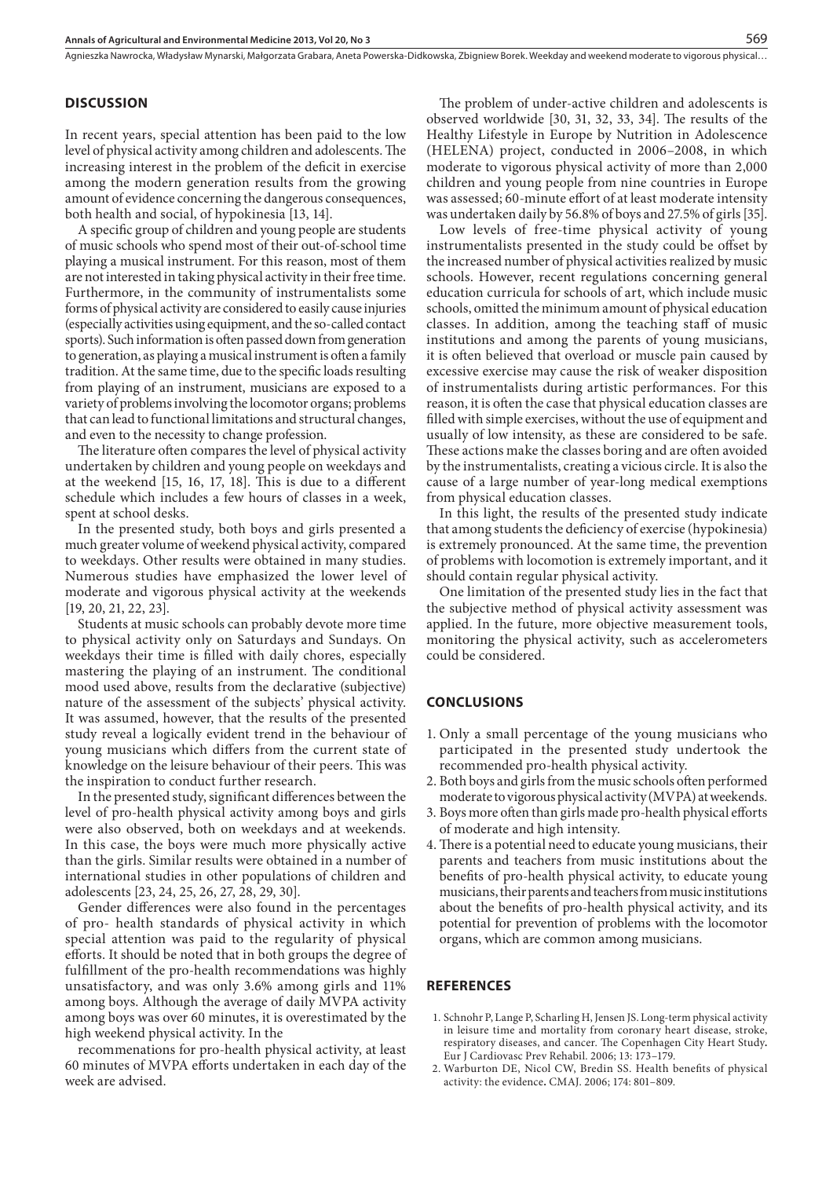## DISCUSSION

In recent years, special attention has been paid to the low level of physical activity among children and adolescents. The increasing interest in the problem of the deficit in exercise among the modern generation results from the growing amount of evidence concerning the dangerous consequences, both health and social, of hypokinesia [13, 14].

A specific group of children and young people are students of music schools who spend most of their out-of-school time playing a musical instrument. For this reason, most of them are not interested in taking physical activity in their free time. Furthermore, in the community of instrumentalists some forms of physical activity are considered to easily cause injuries (especially activities using equipment, and the so-called contact sports). Such information is often passed down from generation to generation, as playing a musical instrument is often a family tradition. At the same time, due to the specific loads resulting from playing of an instrument, musicians are exposed to a variety of problems involving the locomotor organs; problems that can lead to functional limitations and structural changes, and even to the necessity to change profession.

The literature often compares the level of physical activity undertaken by children and young people on weekdays and at the weekend [15, 16, 17, 18]. This is due to a different schedule which includes a few hours of classes in a week, spent at school desks.

In the presented study, both boys and girls presented a much greater volume of weekend physical activity, compared to weekdays. Other results were obtained in many studies. Numerous studies have emphasized the lower level of moderate and vigorous physical activity at the weekends [19, 20, 21, 22, 23].

Students at music schools can probably devote more time to physical activity only on Saturdays and Sundays. On weekdays their time is filled with daily chores, especially mastering the playing of an instrument. The conditional mood used above, results from the declarative (subjective) nature of the assessment of the subjects' physical activity. It was assumed, however, that the results of the presented study reveal a logically evident trend in the behaviour of young musicians which differs from the current state of knowledge on the leisure behaviour of their peers. This was the inspiration to conduct further research.

In the presented study, significant differences between the level of pro-health physical activity among boys and girls were also observed, both on weekdays and at weekends. In this case, the boys were much more physically active than the girls. Similar results were obtained in a number of international studies in other populations of children and adolescents [23, 24, 25, 26, 27, 28, 29, 30].

Gender differences were also found in the percentages of pro- health standards of physical activity in which special attention was paid to the regularity of physical efforts. It should be noted that in both groups the degree of fulfillment of the pro-health recommendations was highly unsatisfactory, and was only 3.6% among girls and 11% among boys. Although the average of daily MVPA activity among boys was over 60 minutes, it is overestimated by the high weekend physical activity. In the

recommenations for pro-health physical activity, at least 60 minutes of MVPA efforts undertaken in each day of the week are advised.

The problem of under-active children and adolescents is observed worldwide [30, 31, 32, 33, 34]. The results of the Healthy Lifestyle in Europe by Nutrition in Adolescence (HELENA) project, conducted in 2006–2008, in which moderate to vigorous physical activity of more than 2,000 children and young people from nine countries in Europe was assessed; 60-minute effort of at least moderate intensity was undertaken daily by 56.8% of boys and 27.5% of girls [35].

Low levels of free-time physical activity of young instrumentalists presented in the study could be offset by the increased number of physical activities realized by music schools. However, recent regulations concerning general education curricula for schools of art, which include music schools, omitted the minimum amount of physical education classes. In addition, among the teaching staff of music institutions and among the parents of young musicians, it is often believed that overload or muscle pain caused by excessive exercise may cause the risk of weaker disposition of instrumentalists during artistic performances. For this reason, it is often the case that physical education classes are filled with simple exercises, without the use of equipment and usually of low intensity, as these are considered to be safe. These actions make the classes boring and are often avoided by the instrumentalists, creating a vicious circle. It is also the cause of a large number of year-long medical exemptions from physical education classes.

In this light, the results of the presented study indicate that among students the deficiency of exercise (hypokinesia) is extremely pronounced. At the same time, the prevention of problems with locomotion is extremely important, and it should contain regular physical activity.

One limitation of the presented study lies in the fact that the subjective method of physical activity assessment was applied. In the future, more objective measurement tools, monitoring the physical activity, such as accelerometers could be considered.

## CONCLUSIONS

1. Only a small percentage of the young musicians who participated in the presented study undertook the recommended pro-health physical activity.
2. Both boys and girls from the music schools often performed moderate to vigorous physical activity (MVPA) at weekends.
3. Boys more often than girls made pro-health physical efforts of moderate and high intensity.
4. There is a potential need to educate young musicians, their parents and teachers from music institutions about the benefits of pro-health physical activity, to educate young musicians, their parents and teachers from music institutions about the benefits of pro-health physical activity, and its potential for prevention of problems with the locomotor organs, which are common among musicians.

## REFERENCES

1. Schnohr P, Lange P, Scharling H, Jensen JS. Long-term physical activity in leisure time and mortality from coronary heart disease, stroke, respiratory diseases, and cancer. The Copenhagen City Heart Study. Eur J Cardiovasc Prev Rehabil. 2006; 13: 173–179.
2. Warburton DE, Nicol CW, Bredin SS. Health benefits of physical activity: the evidence. CMAJ. 2006; 174: 801–809.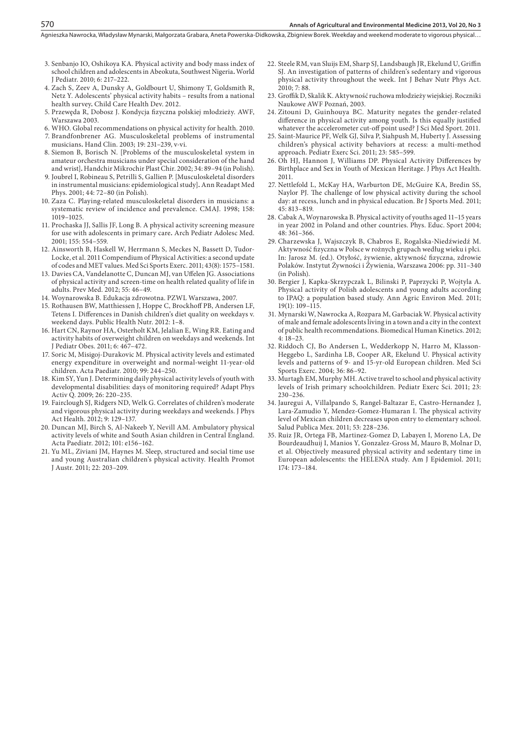3. Senbanjo IO, Oshikoya KA. Physical activity and body mass index of school children and adolescents in Abeokuta, Southwest Nigeria. World J Pediatr. 2010; 6: 217–222.
4. Zach S, Zeev A, Dunsky A, Goldbourt U, Shimony T, Goldsmith R, Netz Y. Adolescents' physical activity habits – results from a national health survey. Child Care Health Dev. 2012.
5. Przewęda R, Dobosz J. Kondycja fizyczna polskiej młodzieży. AWF, Warszawa 2003.
6. WHO. Global recommendations on physical activity for health. 2010.
7. Brandfonbrener AG. Musculoskeletal problems of instrumental musicians. Hand Clin. 2003; 19: 231–239, v-vi.
8. Siemon B, Borisch N. [Problems of the musculoskeletal system in amateur orchestra musicians under special consideration of the hand and wrist]. Handchir Mikrochir Plast Chir. 2002; 34: 89–94 (in Polish).
9. Joubrel I, Robineau S, Petrilli S, Gallien P. [Musculoskeletal disorders in instrumental musicians: epidemiological study]. Ann Readapt Med Phys. 2001; 44: 72–80 (in Polish).
10. Zaza C. Playing-related musculoskeletal disorders in musicians: a systematic review of incidence and prevalence. CMAJ. 1998; 158: 1019–1025.
11. Prochaska JJ, Sallis JF, Long B. A physical activity screening measure for use with adolescents in primary care. Arch Pediatr Adolesc Med. 2001; 155: 554–559.
12. Ainsworth B, Haskell W, Herrmann S, Meckes N, Bassett D, Tudor-Locke, et al. 2011 Compendium of Physical Activities: a second update of codes and MET values. Med Sci Sports Exerc. 2011; 43(8): 1575–1581.
13. Davies CA, Vandelanotte C, Duncan MJ, van Uffelen JG. Associations of physical activity and screen-time on health related quality of life in adults. Prev Med. 2012; 55: 46–49.
14. Woynarowska B. Edukacja zdrowotna. PZWL Warszawa, 2007.
15. Rothausen BW, Matthiessen J, Hoppe C, Brockhoff PB, Andersen LF, Tetens I. Differences in Danish children's diet quality on weekdays v. weekend days. Public Health Nutr. 2012: 1–8.
16. Hart CN, Raynor HA, Osterholt KM, Jelalian E, Wing RR. Eating and activity habits of overweight children on weekdays and weekends. Int J Pediatr Obes. 2011; 6: 467–472.
17. Soric M, Misigoj-Durakovic M. Physical activity levels and estimated energy expenditure in overweight and normal-weight 11-year-old children. Acta Paediatr. 2010; 99: 244–250.
18. Kim SY, Yun J. Determining daily physical activity levels of youth with developmental disabilities: days of monitoring required? Adapt Phys Activ Q. 2009; 26: 220–235.
19. Fairclough SJ, Ridgers ND, Welk G. Correlates of children's moderate and vigorous physical activity during weekdays and weekends. J Phys Act Health. 2012; 9: 129–137.
20. Duncan MJ, Birch S, Al-Nakeeb Y, Nevill AM. Ambulatory physical activity levels of white and South Asian children in Central England. Acta Paediatr. 2012; 101: e156–162.
21. Yu ML, Ziviani JM, Haynes M. Sleep, structured and social time use and young Australian children's physical activity. Health Promot J Austr. 2011; 22: 203–209.
22. Steele RM, van Sluijs EM, Sharp SJ, Landsbaugh JR, Ekelund U, Griffin SJ. An investigation of patterns of children's sedentary and vigorous physical activity throughout the week. Int J Behav Nutr Phys Act. 2010; 7: 88.
23. Groffik D, Skalik K. Aktywność ruchowa młodzieży wiejskiej. Roczniki Naukowe AWF Poznań, 2003.
24. Zitouni D, Guinhouya BC. Maturity negates the gender-related difference in physical activity among youth. Is this equally justified whatever the accelerometer cut-off point used? J Sci Med Sport. 2011.
25. Saint-Maurice PF, Welk GJ, Silva P, Siahpush M, Huberty J. Assessing children's physical activity behaviors at recess: a multi-method approach. Pediatr Exerc Sci. 2011; 23: 585–599.
26. Oh HJ, Hannon J, Williams DP. Physical Activity Differences by Birthplace and Sex in Youth of Mexican Heritage. J Phys Act Health. 2011.
27. Nettlefold L, McKay HA, Warburton DE, McGuire KA, Bredin SS, Naylor PJ. The challenge of low physical activity during the school day: at recess, lunch and in physical education. Br J Sports Med. 2011; 45: 813–819.
28. Cabak A, Woynarowska B. Physical activity of youths aged 11–15 years in year 2002 in Poland and other countries. Phys. Educ. Sport 2004; 48: 361–366.
29. Charzewska J, Wajszczyk B, Chabros E, Rogalska-Niedźwiedź M. Aktywność fizyczna w Polsce w rożnych grupach według wieku i płci. In: Jarosz M. (ed.). Otyłość, żywienie, aktywność fizyczna, zdrowie Polaków. Instytut Żywności i Żywienia, Warszawa 2006: pp. 311–340 (in Polish).
30. Bergier J, Kapka-Skrzypczak L, Bilinski P, Paprzycki P, Wojtyla A. Physical activity of Polish adolescents and young adults according to IPAQ: a population based study. Ann Agric Environ Med. 2011; 19(1): 109–115.
31. Mynarski W, Nawrocka A, Rozpara M, Garbaciak W. Physical activity of male and female adolescents living in a town and a city in the context of public health recommendations. Biomedical Human Kinetics. 2012; 4: 18–23.
32. Riddoch CJ, Bo Andersen L, Wedderkopp N, Harro M, Klasson-Heggebo L, Sardinha LB, Cooper AR, Ekelund U. Physical activity levels and patterns of 9- and 15-yr-old European children. Med Sci Sports Exerc. 2004; 36: 86–92.
33. Murtagh EM, Murphy MH. Active travel to school and physical activity levels of Irish primary schoolchildren. Pediatr Exerc Sci. 2011; 23: 230–236.
34. Jauregui A, Villalpando S, Rangel-Baltazar E, Castro-Hernandez J, Lara-Zamudio Y, Mendez-Gomez-Humaran I. The physical activity level of Mexican children decreases upon entry to elementary school. Salud Publica Mex. 2011; 53: 228–236.
35. Ruiz JR, Ortega FB, Martinez-Gomez D, Labayen I, Moreno LA, De Bourdeaudhuij I, Manios Y, Gonzalez-Gross M, Mauro B, Molnar D, et al. Objectively measured physical activity and sedentary time in European adolescents: the HELENA study. Am J Epidemiol. 2011; 174: 173–184.